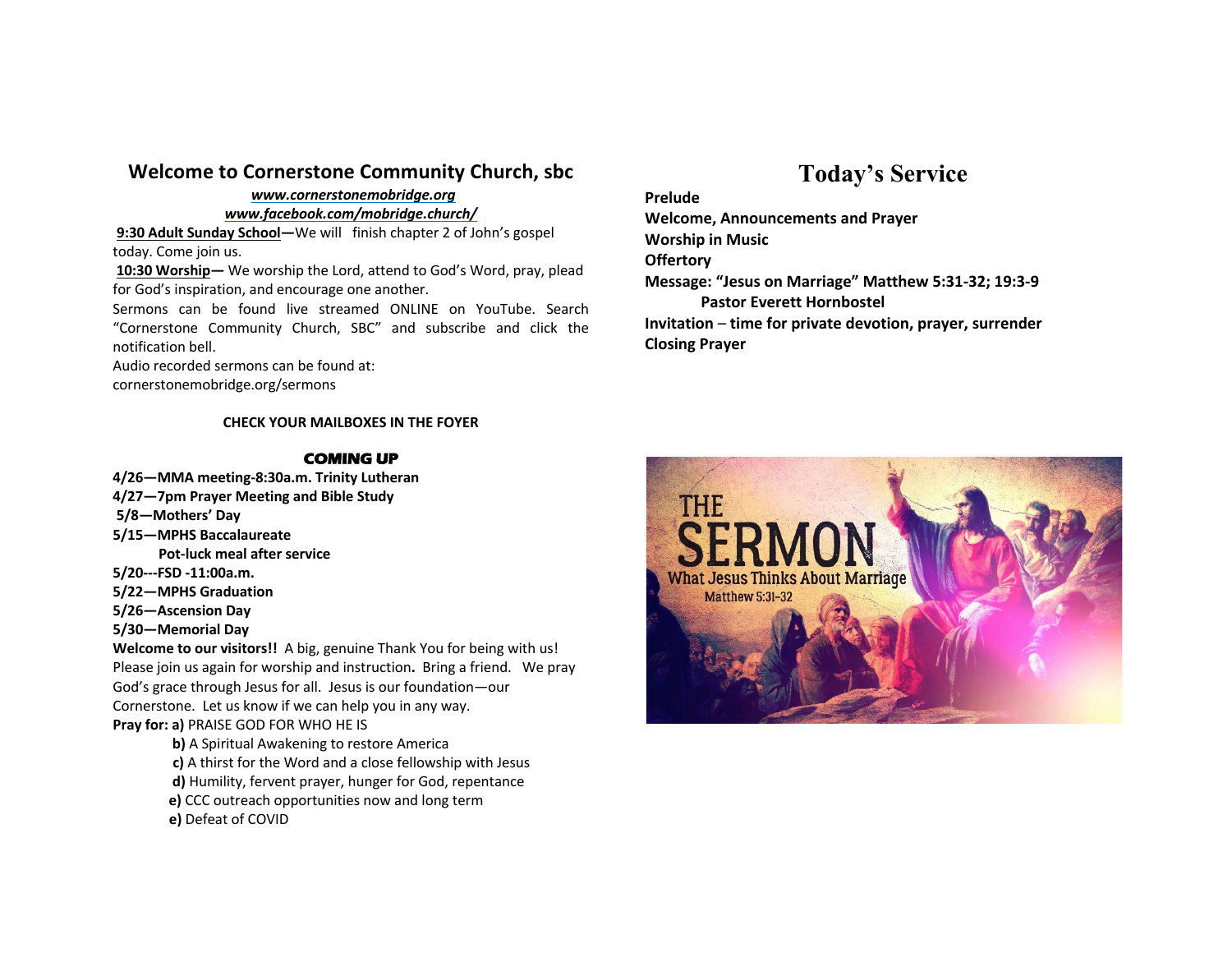## Welcome to Cornerstone Community Church, sbc

***www.cornerstonemobridge.org***

***www.facebook.com/mobridge.church/***

**9:30 Adult Sunday School—**We will finish chapter 2 of John's gospel today. Come join us.

**10:30 Worship—** We worship the Lord, attend to God's Word, pray, plead for God's inspiration, and encourage one another.

Sermons can be found live streamed ONLINE on YouTube. Search "Cornerstone Community Church, SBC" and subscribe and click the notification bell.

Audio recorded sermons can be found at:
cornerstonemobridge.org/sermons

**CHECK YOUR MAILBOXES IN THE FOYER**

### COMING UP

**4/26—MMA meeting-8:30a.m. Trinity Lutheran**
**4/27—7pm Prayer Meeting and Bible Study**
**5/8—Mothers' Day**
**5/15—MPHS Baccalaureate**
**Pot-luck meal after service**
**5/20---FSD -11:00a.m.**
**5/22—MPHS Graduation**
**5/26—Ascension Day**
**5/30—Memorial Day**

**Welcome to our visitors!!** A big, genuine Thank You for being with us! Please join us again for worship and instruction**.** Bring a friend. We pray God's grace through Jesus for all. Jesus is our foundation—our Cornerstone. Let us know if we can help you in any way.

**Pray for: a)** PRAISE GOD FOR WHO HE IS
**b)** A Spiritual Awakening to restore America
**c)** A thirst for the Word and a close fellowship with Jesus
**d)** Humility, fervent prayer, hunger for God, repentance
**e)** CCC outreach opportunities now and long term
**e)** Defeat of COVID

## Today's Service

**Prelude**
**Welcome, Announcements and Prayer**
**Worship in Music**
**Offertory**
**Message: "Jesus on Marriage" Matthew 5:31-32; 19:3-9**
**Pastor Everett Hornbostel**
**Invitation – time for private devotion, prayer, surrender**
**Closing Prayer**

THE SERMON
What Jesus Thinks About Marriage
Matthew 5:31-32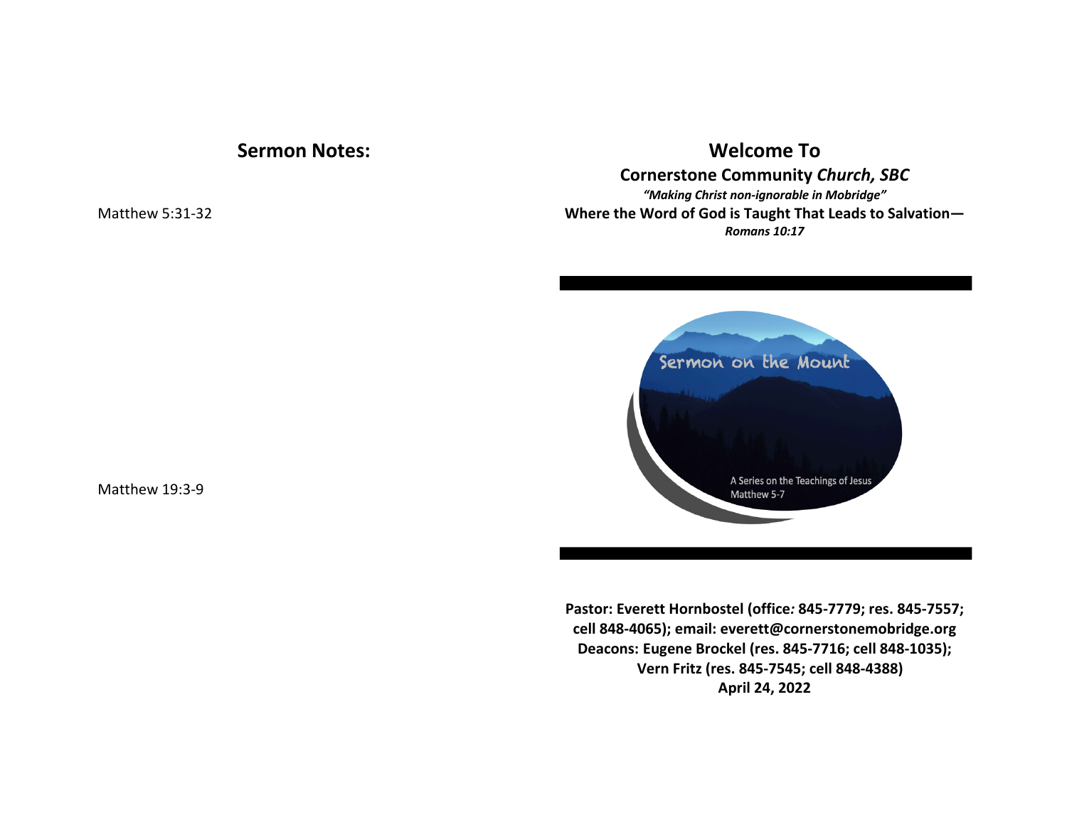## Sermon Notes:

Matthew 5:31-32

Matthew 19:3-9

# Welcome To

## Cornerstone Community *Church, SBC*

***"Making Christ non-ignorable in Mobridge"***

**Where the Word of God is Taught That Leads to Salvation—**
***Romans 10:17***

Sermon on the Mount

A Series on the Teachings of Jesus
Matthew 5-7

**Pastor: Everett Hornbostel (office: 845-7779; res. 845-7557; cell 848-4065); email: everett@cornerstonemobridge.org**
**Deacons: Eugene Brockel (res. 845-7716; cell 848-1035); Vern Fritz (res. 845-7545; cell 848-4388)**
**April 24, 2022**